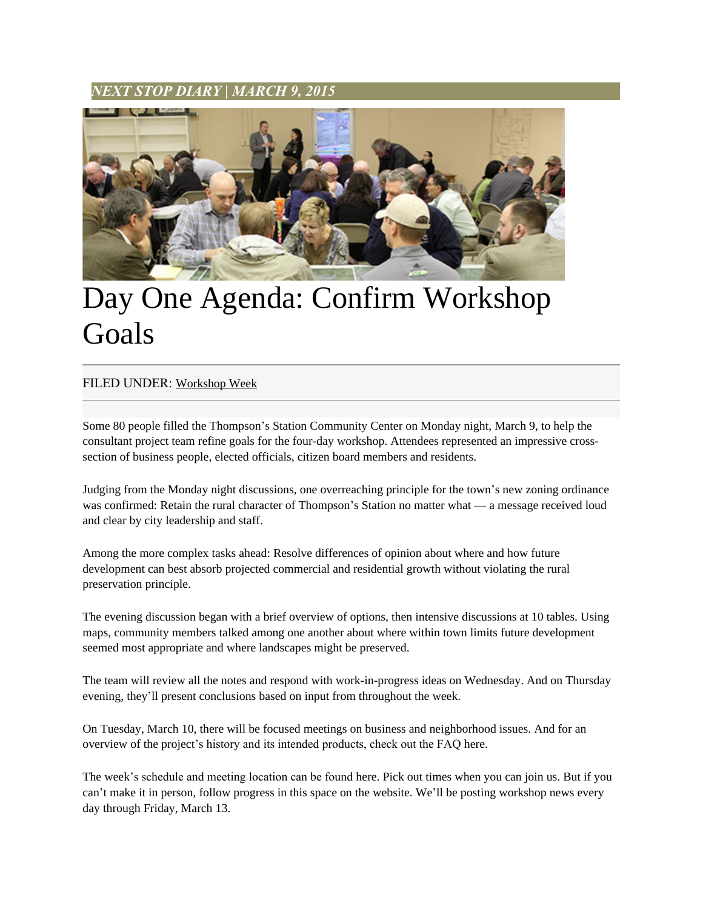*NEXT STOP DIARY | MARCH 9, 2015*

# Day One Agenda: Confirm Workshop Goals

FILED UNDER: Workshop Week

Some 80 people filled the Thompson's Station Community Center on Monday night, March 9, to help the consultant project team refine goals for the four-day workshop. Attendees represented an impressive cross-section of business people, elected officials, citizen board members and residents.

Judging from the Monday night discussions, one overreaching principle for the town's new zoning ordinance was confirmed: Retain the rural character of Thompson's Station no matter what — a message received loud and clear by city leadership and staff.

Among the more complex tasks ahead: Resolve differences of opinion about where and how future development can best absorb projected commercial and residential growth without violating the rural preservation principle.

The evening discussion began with a brief overview of options, then intensive discussions at 10 tables. Using maps, community members talked among one another about where within town limits future development seemed most appropriate and where landscapes might be preserved.

The team will review all the notes and respond with work-in-progress ideas on Wednesday. And on Thursday evening, they'll present conclusions based on input from throughout the week.

On Tuesday, March 10, there will be focused meetings on business and neighborhood issues. And for an overview of the project's history and its intended products, check out the FAQ here.

The week's schedule and meeting location can be found here. Pick out times when you can join us. But if you can't make it in person, follow progress in this space on the website. We'll be posting workshop news every day through Friday, March 13.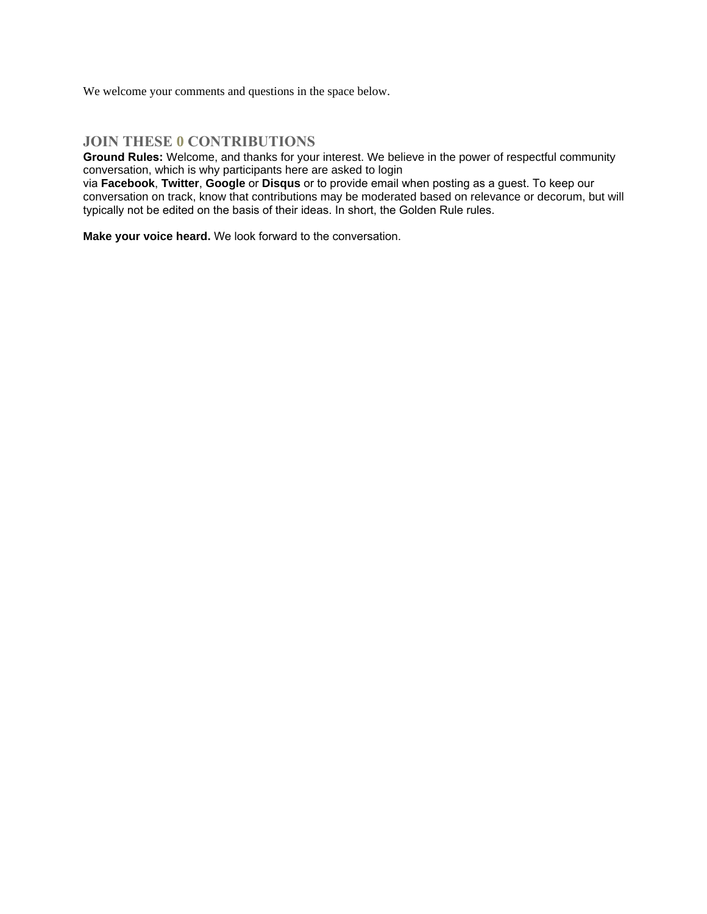We welcome your comments and questions in the space below.

## JOIN THESE 0 CONTRIBUTIONS

**Ground Rules:** Welcome, and thanks for your interest. We believe in the power of respectful community conversation, which is why participants here are asked to login via **Facebook**, **Twitter**, **Google** or **Disqus** or to provide email when posting as a guest. To keep our conversation on track, know that contributions may be moderated based on relevance or decorum, but will typically not be edited on the basis of their ideas. In short, the Golden Rule rules.

**Make your voice heard.** We look forward to the conversation.